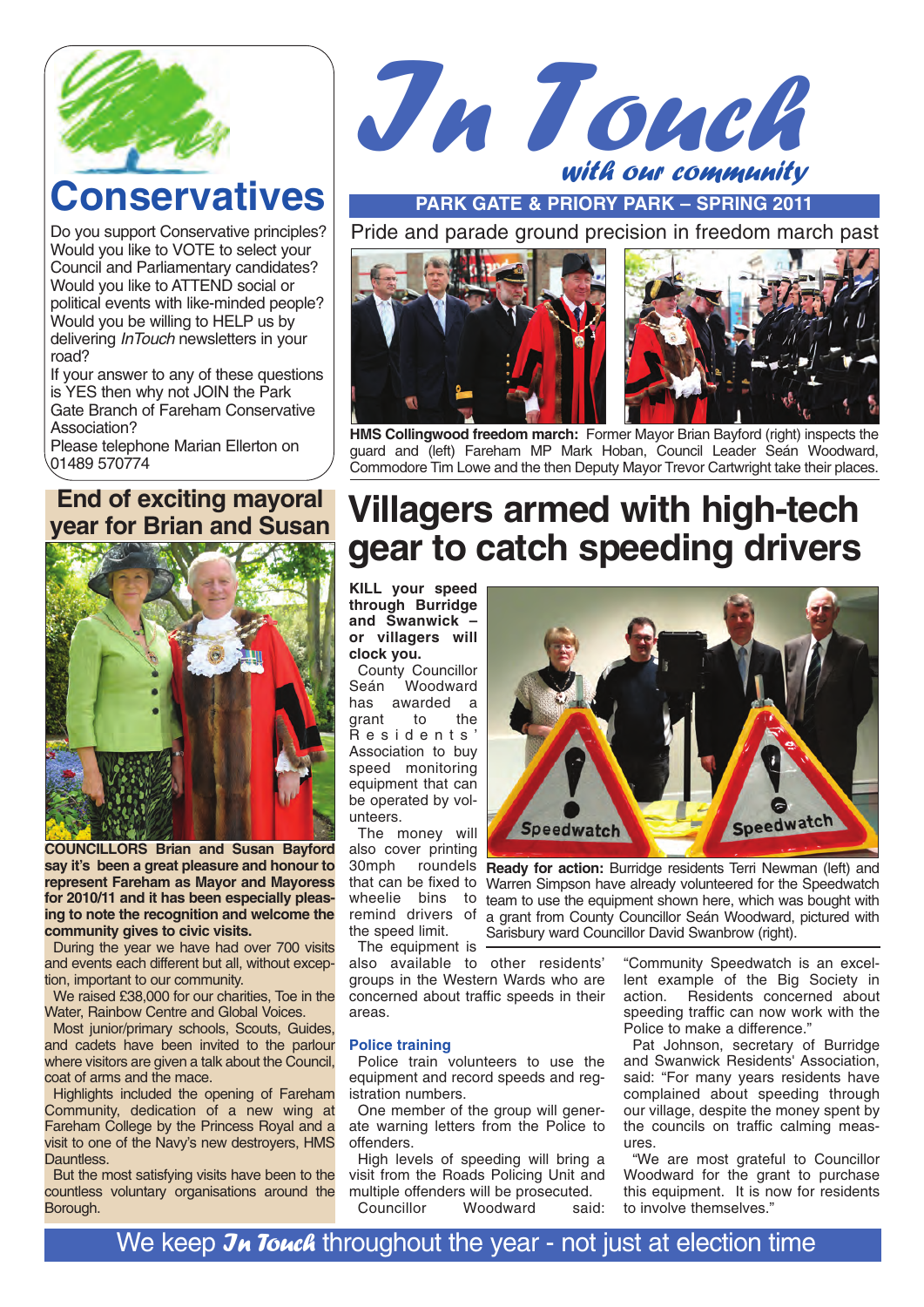# In Touch

*with our community*

**PARK GATE & PRIORY PARK – SPRING 2011**

## Conservatives

Do you support Conservative principles? Would you like to VOTE to select your Council and Parliamentary candidates? Would you like to ATTEND social or political events with like-minded people? Would you be willing to HELP us by delivering *InTouch* newsletters in your road?

If your answer to any of these questions is YES then why not JOIN the Park Gate Branch of Fareham Conservative Association?

Please telephone Marian Ellerton on 01489 570774

## Pride and parade ground precision in freedom march past

**HMS Collingwood freedom march:** Former Mayor Brian Bayford (right) inspects the guard and (left) Fareham MP Mark Hoban, Council Leader Seán Woodward, Commodore Tim Lowe and the then Deputy Mayor Trevor Cartwright take their places.

## End of exciting mayoral year for Brian and Susan

**COUNCILLORS Brian and Susan Bayford say it's been a great pleasure and honour to represent Fareham as Mayor and Mayoress for 2010/11 and it has been especially pleasing to note the recognition and welcome the community gives to civic visits.**

During the year we have had over 700 visits and events each different but all, without exception, important to our community.

We raised £38,000 for our charities, Toe in the Water, Rainbow Centre and Global Voices.

Most junior/primary schools, Scouts, Guides, and cadets have been invited to the parlour where visitors are given a talk about the Council, coat of arms and the mace.

Highlights included the opening of Fareham Community, dedication of a new wing at Fareham College by the Princess Royal and a visit to one of the Navy's new destroyers, HMS Dauntless.

But the most satisfying visits have been to the countless voluntary organisations around the Borough.

## Villagers armed with high-tech gear to catch speeding drivers

**KILL your speed through Burridge and Swanwick – or villagers will clock you.**

County Councillor Seán Woodward has awarded a grant to the Residents' Association to buy speed monitoring equipment that can be operated by volunteers.

The money will also cover printing 30mph roundels that can be fixed to wheelie bins to remind drivers of the speed limit.

The equipment is also available to other residents' groups in the Western Wards who are concerned about traffic speeds in their areas.

**Ready for action:** Burridge residents Terri Newman (left) and Warren Simpson have already volunteered for the Speedwatch team to use the equipment shown here, which was bought with a grant from County Councillor Seán Woodward, pictured with Sarisbury ward Councillor David Swanbrow (right).

### Police training

Police train volunteers to use the equipment and record speeds and registration numbers.

One member of the group will generate warning letters from the Police to offenders.

High levels of speeding will bring a visit from the Roads Policing Unit and multiple offenders will be prosecuted.

Councillor Woodward said: "Community Speedwatch is an excellent example of the Big Society in action. Residents concerned about speeding traffic can now work with the Police to make a difference."

Pat Johnson, secretary of Burridge and Swanwick Residents' Association, said: "For many years residents have complained about speeding through our village, despite the money spent by the councils on traffic calming measures.

"We are most grateful to Councillor Woodward for the grant to purchase this equipment. It is now for residents to involve themselves."

We keep *In Touch* throughout the year - not just at election time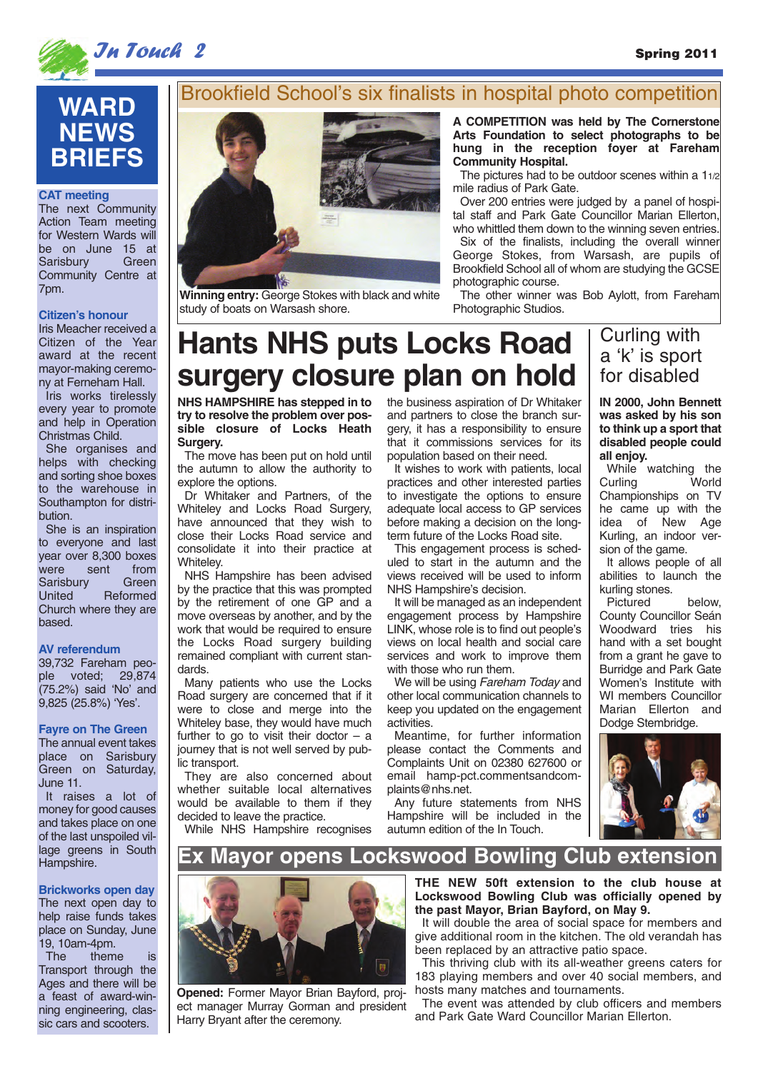# WARD NEWS BRIEFS

**CAT meeting**

The next Community Action Team meeting for Western Wards will be on June 15 at Sarisbury Green Community Centre at 7pm.

**Citizen's honour**

Iris Meacher received a Citizen of the Year award at the recent mayor-making ceremony at Ferneham Hall.

Iris works tirelessly every year to promote and help in Operation Christmas Child.

She organises and helps with checking and sorting shoe boxes to the warehouse in Southampton for distribution.

She is an inspiration to everyone and last year over 8,300 boxes were sent from Sarisbury Green United Reformed Church where they are based.

**AV referendum**

39,732 Fareham people voted; 29,874 (75.2%) said 'No' and 9,825 (25.8%) 'Yes'.

**Fayre on The Green**

The annual event takes place on Sarisbury Green on Saturday, June 11.

It raises a lot of money for good causes and takes place on one of the last unspoiled village greens in South Hampshire.

**Brickworks open day**

The next open day to help raise funds takes place on Sunday, June 19, 10am-4pm.

The theme is Transport through the Ages and there will be a feast of award-winning engineering, classic cars and scooters.

## Brookfield School's six finalists in hospital photo competition

**Winning entry:** George Stokes with black and white study of boats on Warsash shore.

**A COMPETITION was held by The Cornerstone Arts Foundation to select photographs to be hung in the reception foyer at Fareham Community Hospital.**

The pictures had to be outdoor scenes within a 1 1/2 mile radius of Park Gate.

Over 200 entries were judged by a panel of hospital staff and Park Gate Councillor Marian Ellerton, who whittled them down to the winning seven entries.

Six of the finalists, including the overall winner George Stokes, from Warsash, are pupils of Brookfield School all of whom are studying the GCSE photographic course.

The other winner was Bob Aylott, from Fareham Photographic Studios.

# Hants NHS puts Locks Road surgery closure plan on hold

**NHS HAMPSHIRE has stepped in to try to resolve the problem over possible closure of Locks Heath Surgery.**

The move has been put on hold until the autumn to allow the authority to explore the options.

Dr Whitaker and Partners, of the Whiteley and Locks Road Surgery, have announced that they wish to close their Locks Road service and consolidate it into their practice at Whiteley.

NHS Hampshire has been advised by the practice that this was prompted by the retirement of one GP and a move overseas by another, and by the work that would be required to ensure the Locks Road surgery building remained compliant with current standards.

Many patients who use the Locks Road surgery are concerned that if it were to close and merge into the Whiteley base, they would have much further to go to visit their doctor – a journey that is not well served by public transport.

They are also concerned about whether suitable local alternatives would be available to them if they decided to leave the practice.

While NHS Hampshire recognises the business aspiration of Dr Whitaker and partners to close the branch surgery, it has a responsibility to ensure that it commissions services for its population based on their need.

It wishes to work with patients, local practices and other interested parties to investigate the options to ensure adequate local access to GP services before making a decision on the long-term future of the Locks Road site.

This engagement process is scheduled to start in the autumn and the views received will be used to inform NHS Hampshire's decision.

It will be managed as an independent engagement process by Hampshire LINK, whose role is to find out people's views on local health and social care services and work to improve them with those who run them.

We will be using *Fareham Today* and other local communication channels to keep you updated on the engagement activities.

Meantime, for further information please contact the Comments and Complaints Unit on 02380 627600 or email hamp-pct.commentsandcomplaints@nhs.net.

Any future statements from NHS Hampshire will be included in the autumn edition of the In Touch.

## Curling with a 'k' is sport for disabled

**IN 2000, John Bennett was asked by his son to think up a sport that disabled people could all enjoy.**

While watching the Curling World Championships on TV he came up with the idea of New Age Kurling, an indoor version of the game.

It allows people of all abilities to launch the kurling stones.

Pictured below, County Councillor Seán Woodward tries his hand with a set bought from a grant he gave to Burridge and Park Gate Women's Institute with WI members Councillor Marian Ellerton and Dodge Stembridge.

## Ex Mayor opens Lockswood Bowling Club extension

**Opened:** Former Mayor Brian Bayford, project manager Murray Gorman and president Harry Bryant after the ceremony.

**THE NEW 50ft extension to the club house at Lockswood Bowling Club was officially opened by the past Mayor, Brian Bayford, on May 9.**

It will double the area of social space for members and give additional room in the kitchen. The old verandah has been replaced by an attractive patio space.

This thriving club with its all-weather greens caters for 183 playing members and over 40 social members, and hosts many matches and tournaments.

The event was attended by club officers and members and Park Gate Ward Councillor Marian Ellerton.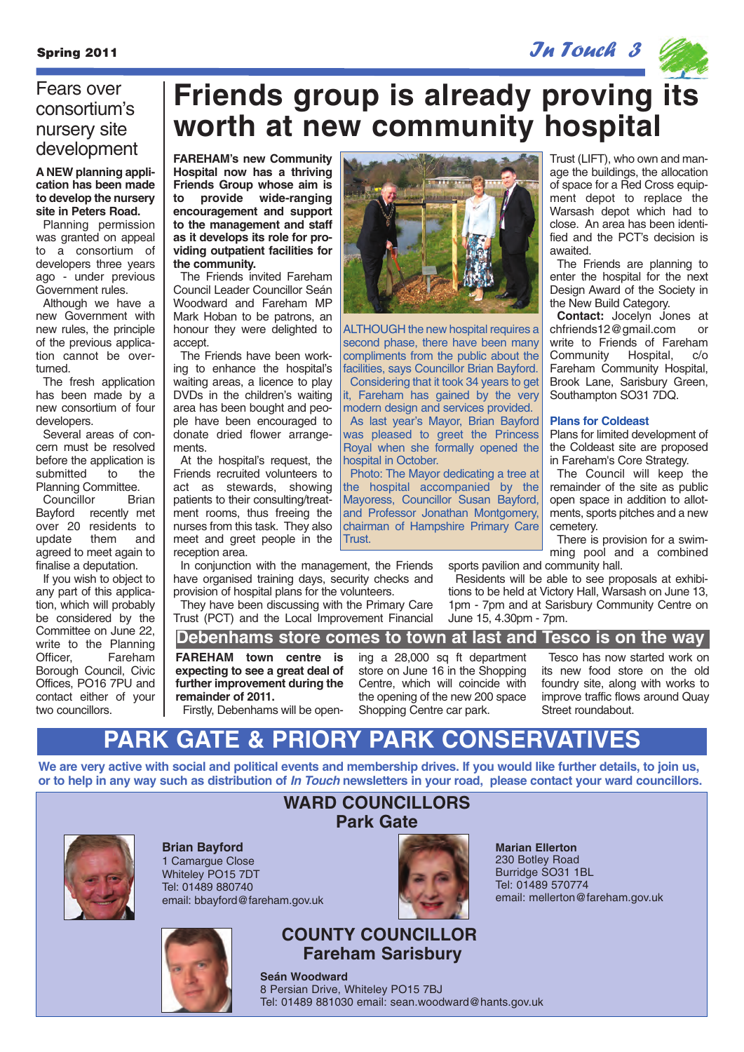## Fears over consortium's nursery site development

**A NEW planning application has been made to develop the nursery site in Peters Road.**

Planning permission was granted on appeal to a consortium of developers three years ago - under previous Government rules.

Although we have a new Government with new rules, the principle of the previous application cannot be overturned.

The fresh application has been made by a new consortium of four developers.

Several areas of concern must be resolved before the application is submitted to the Planning Committee.

Councillor Brian Bayford recently met over 20 residents to update them and agreed to meet again to finalise a deputation.

If you wish to object to any part of this application, which will probably be considered by the Committee on June 22, write to the Planning Officer, Fareham Borough Council, Civic Offices, PO16 7PU and contact either of your two councillors.

# Friends group is already proving its worth at new community hospital

**FAREHAM's new Community Hospital now has a thriving Friends Group whose aim is to provide wide-ranging encouragement and support to the management and staff as it develops its role for providing outpatient facilities for the community.**

The Friends invited Fareham Council Leader Councillor Seán Woodward and Fareham MP Mark Hoban to be patrons, an honour they were delighted to accept.

The Friends have been working to enhance the hospital's waiting areas, a licence to play DVDs in the children's waiting area has been bought and people have been encouraged to donate dried flower arrangements.

At the hospital's request, the Friends recruited volunteers to act as stewards, showing patients to their consulting/treatment rooms, thus freeing the nurses from this task. They also meet and greet people in the reception area.

In conjunction with the management, the Friends have organised training days, security checks and provision of hospital plans for the volunteers.

They have been discussing with the Primary Care Trust (PCT) and the Local Improvement Financial Trust (LIFT), who own and manage the buildings, the allocation of space for a Red Cross equipment depot to replace the Warsash depot which had to close. An area has been identified and the PCT's decision is awaited.

The Friends are planning to enter the hospital for the next Design Award of the Society in the New Build Category.

**Contact:** Jocelyn Jones at chfriends12@gmail.com or write to Friends of Fareham Community Hospital, c/o Fareham Community Hospital, Brook Lane, Sarisbury Green, Southampton SO31 7DQ.

ALTHOUGH the new hospital requires a second phase, there have been many compliments from the public about the facilities, says Councillor Brian Bayford.

Considering that it took 34 years to get it, Fareham has gained by the very modern design and services provided.

As last year's Mayor, Brian Bayford was pleased to greet the Princess Royal when she formally opened the hospital in October.

Photo: The Mayor dedicating a tree at the hospital accompanied by the Mayoress, Councillor Susan Bayford, and Professor Jonathan Montgomery, chairman of Hampshire Primary Care Trust.

### Plans for Coldeast

Plans for limited development of the Coldeast site are proposed in Fareham's Core Strategy.

The Council will keep the remainder of the site as public open space in addition to allotments, sports pitches and a new cemetery.

There is provision for a swimming pool and a combined sports pavilion and community hall.

Residents will be able to see proposals at exhibitions to be held at Victory Hall, Warsash on June 13, 1pm - 7pm and at Sarisbury Community Centre on June 15, 4.30pm - 7pm.

## Debenhams store comes to town at last and Tesco is on the way

**FAREHAM town centre is expecting to see a great deal of further improvement during the remainder of 2011.**

Firstly, Debenhams will be opening a 28,000 sq ft department store on June 16 in the Shopping Centre, which will coincide with the opening of the new 200 space Shopping Centre car park.

Tesco has now started work on its new food store on the old foundry site, along with works to improve traffic flows around Quay Street roundabout.

# PARK GATE & PRIORY PARK CONSERVATIVES

**We are very active with social and political events and membership drives. If you would like further details, to join us, or to help in any way such as distribution of *In Touch* newsletters in your road, please contact your ward councillors.**

## WARD COUNCILLORS
## Park Gate

**Brian Bayford**
1 Camargue Close
Whiteley PO15 7DT
Tel: 01489 880740
email: bbayford@fareham.gov.uk

**Marian Ellerton**
230 Botley Road
Burridge SO31 1BL
Tel: 01489 570774
email: mellerton@fareham.gov.uk

## COUNTY COUNCILLOR
## Fareham Sarisbury

**Seán Woodward**
8 Persian Drive, Whiteley PO15 7BJ
Tel: 01489 881030 email: sean.woodward@hants.gov.uk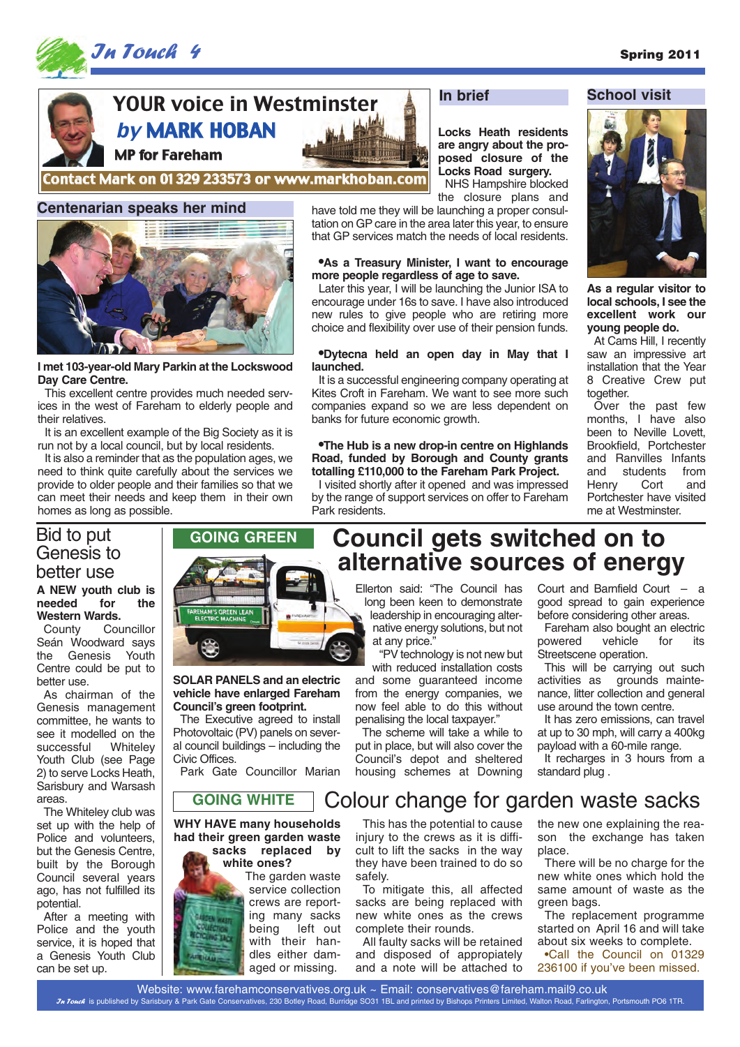# YOUR voice in Westminster

## by MARK HOBAN

**MP for Fareham**

**Contact Mark on 01 329 233573 or www.markhoban.com**

## Centenarian speaks her mind

**I met 103-year-old Mary Parkin at the Lockswood Day Care Centre.**

This excellent centre provides much needed services in the west of Fareham to elderly people and their relatives.

It is an excellent example of the Big Society as it is run not by a local council, but by local residents.

It is also a reminder that as the population ages, we need to think quite carefully about the services we provide to older people and their families so that we can meet their needs and keep them in their own homes as long as possible.

## In brief

**Locks Heath residents are angry about the proposed closure of the Locks Road surgery.**

NHS Hampshire blocked the closure plans and have told me they will be launching a proper consultation on GP care in the area later this year, to ensure that GP services match the needs of local residents.

**•As a Treasury Minister, I want to encourage more people regardless of age to save.**

Later this year, I will be launching the Junior ISA to encourage under 16s to save. I have also introduced new rules to give people who are retiring more choice and flexibility over use of their pension funds.

**•Dytecna held an open day in May that I launched.**

It is a successful engineering company operating at Kites Croft in Fareham. We want to see more such companies expand so we are less dependent on banks for future economic growth.

**•The Hub is a new drop-in centre on Highlands Road, funded by Borough and County grants totalling £110,000 to the Fareham Park Project.**

I visited shortly after it opened and was impressed by the range of support services on offer to Fareham Park residents.

## School visit

**As a regular visitor to local schools, I see the excellent work our young people do.**

At Cams Hill, I recently saw an impressive art installation that the Year 8 Creative Crew put together.

Over the past few months, I have also been to Neville Lovett, Brookfield, Portchester and Ranvilles Infants and students from Henry Cort and Portchester have visited me at Westminster.

## Bid to put Genesis to better use

**A NEW youth club is needed for the Western Wards.**

County Councillor Seán Woodward says the Genesis Youth Centre could be put to better use.

As chairman of the Genesis management committee, he wants to see it modelled on the successful Whiteley Youth Club (see Page 2) to serve Locks Heath, Sarisbury and Warsash areas.

The Whiteley club was set up with the help of Police and volunteers, but the Genesis Centre, built by the Borough Council several years ago, has not fulfilled its potential.

After a meeting with Police and the youth service, it is hoped that a Genesis Youth Club can be set up.

## GOING GREEN

# Council gets switched on to alternative sources of energy

**SOLAR PANELS and an electric vehicle have enlarged Fareham Council's green footprint.**

The Executive agreed to install Photovoltaic (PV) panels on several council buildings – including the Civic Offices.

Park Gate Councillor Marian Ellerton said: "The Council has long been keen to demonstrate leadership in encouraging alternative energy solutions, but not at any price."

"PV technology is not new but with reduced installation costs and some guaranteed income from the energy companies, we now feel able to do this without penalising the local taxpayer."

The scheme will take a while to put in place, but will also cover the Council's depot and sheltered housing schemes at Downing Court and Barnfield Court – a good spread to gain experience before considering other areas.

Fareham also bought an electric powered vehicle for its Streetscene operation.

This will be carrying out such activities as grounds maintenance, litter collection and general use around the town centre.

It has zero emissions, can travel at up to 30 mph, will carry a 400kg payload with a 60-mile range.

It recharges in 3 hours from a standard plug .

## GOING WHITE

# Colour change for garden waste sacks

**WHY HAVE many households had their green garden waste sacks replaced by white ones?**

The garden waste service collection crews are reporting many sacks being left out with their handles either damaged or missing.

This has the potential to cause injury to the crews as it is difficult to lift the sacks in the way they have been trained to do so safely.

To mitigate this, all affected sacks are being replaced with new white ones as the crews complete their rounds.

All faulty sacks will be retained and disposed of appropriately and a note will be attached to the new one explaining the reason the exchange has taken place.

There will be no charge for the new white ones which hold the same amount of waste as the green bags.

The replacement programme started on April 16 and will take about six weeks to complete.

•Call the Council on 01329 236100 if you've been missed.

Website: www.farehamconservatives.org.uk ~ Email: conservatives@fareham.mail9.co.uk

*In Touch* is published by Sarisbury & Park Gate Conservatives, 230 Botley Road, Burridge SO31 1BL and printed by Bishops Printers Limited, Walton Road, Farlington, Portsmouth PO6 1TR.